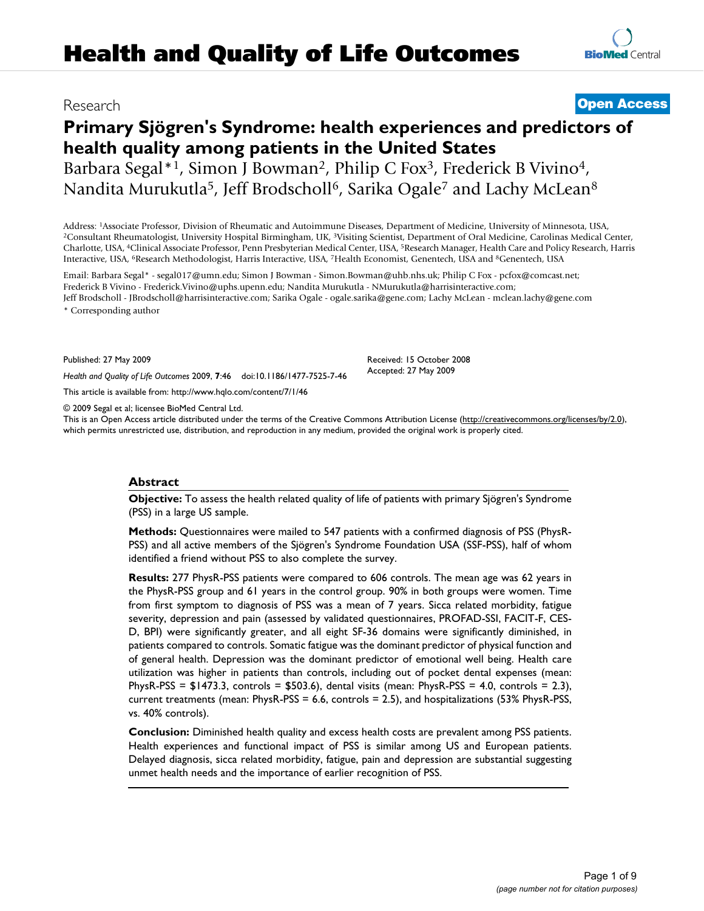# Health and Quality of Life Outcomes

Research **Open Access**

## Primary Sjögren's Syndrome: health experiences and predictors of health quality among patients in the United States

Barbara Segal*[1], Simon J Bowman[2], Philip C Fox[3], Frederick B Vivino[4], Nandita Murukutla[5], Jeff Brodscholl[6], Sarika Ogale[7] and Lachy McLean[8]

Address: [1]Associate Professor, Division of Rheumatic and Autoimmune Diseases, Department of Medicine, University of Minnesota, USA, [2]Consultant Rheumatologist, University Hospital Birmingham, UK, [3]Visiting Scientist, Department of Oral Medicine, Carolinas Medical Center, Charlotte, USA, [4]Clinical Associate Professor, Penn Presbyterian Medical Center, USA, [5]Research Manager, Health Care and Policy Research, Harris Interactive, USA, [6]Research Methodologist, Harris Interactive, USA, [7]Health Economist, Genentech, USA and [8]Genentech, USA

Email: Barbara Segal* - segal017@umn.edu; Simon J Bowman - Simon.Bowman@uhb.nhs.uk; Philip C Fox - pcfox@comcast.net; Frederick B Vivino - Frederick.Vivino@uphs.upenn.edu; Nandita Murukutla - NMurukutla@harrisinteractive.com; Jeff Brodscholl - JBrodscholl@harrisinteractive.com; Sarika Ogale - ogale.sarika@gene.com; Lachy McLean - mclean.lachy@gene.com

* Corresponding author

Published: 27 May 2009

*Health and Quality of Life Outcomes* 2009, **7**:46 doi:10.1186/1477-7525-7-46

Received: 15 October 2008
Accepted: 27 May 2009

This article is available from: http://www.hqlo.com/content/7/1/46

© 2009 Segal et al; licensee BioMed Central Ltd.
This is an Open Access article distributed under the terms of the Creative Commons Attribution License (http://creativecommons.org/licenses/by/2.0), which permits unrestricted use, distribution, and reproduction in any medium, provided the original work is properly cited.

### Abstract

**Objective:** To assess the health related quality of life of patients with primary Sjögren's Syndrome (PSS) in a large US sample.

**Methods:** Questionnaires were mailed to 547 patients with a confirmed diagnosis of PSS (PhysR-PSS) and all active members of the Sjögren's Syndrome Foundation USA (SSF-PSS), half of whom identified a friend without PSS to also complete the survey.

**Results:** 277 PhysR-PSS patients were compared to 606 controls. The mean age was 62 years in the PhysR-PSS group and 61 years in the control group. 90% in both groups were women. Time from first symptom to diagnosis of PSS was a mean of 7 years. Sicca related morbidity, fatigue severity, depression and pain (assessed by validated questionnaires, PROFAD-SSI, FACIT-F, CES-D, BPI) were significantly greater, and all eight SF-36 domains were significantly diminished, in patients compared to controls. Somatic fatigue was the dominant predictor of physical function and of general health. Depression was the dominant predictor of emotional well being. Health care utilization was higher in patients than controls, including out of pocket dental expenses (mean: PhysR-PSS = $1473.3, controls = $503.6), dental visits (mean: PhysR-PSS = 4.0, controls = 2.3), current treatments (mean: PhysR-PSS = 6.6, controls = 2.5), and hospitalizations (53% PhysR-PSS, vs. 40% controls).

**Conclusion:** Diminished health quality and excess health costs are prevalent among PSS patients. Health experiences and functional impact of PSS is similar among US and European patients. Delayed diagnosis, sicca related morbidity, fatigue, pain and depression are substantial suggesting unmet health needs and the importance of earlier recognition of PSS.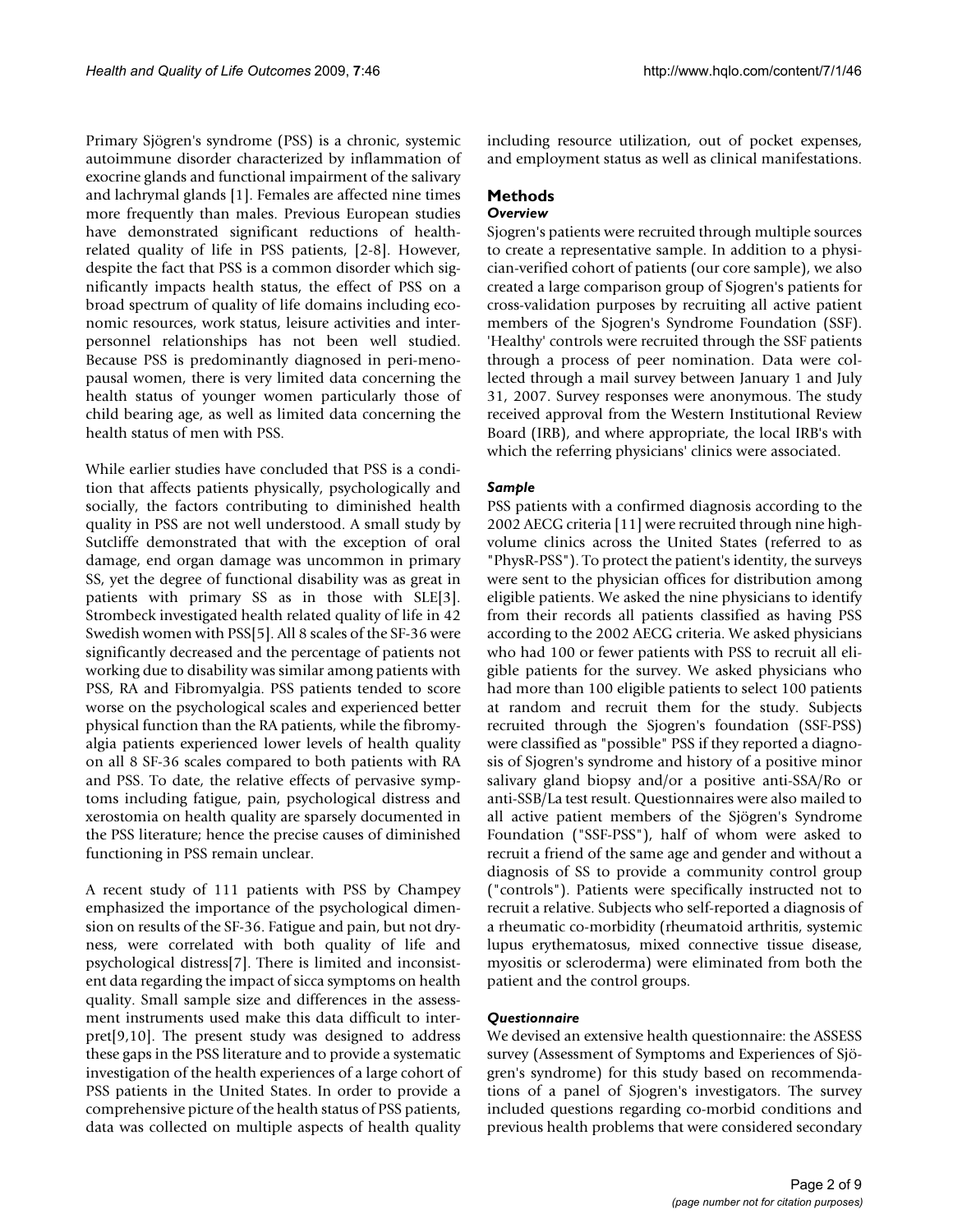Primary Sjögren's syndrome (PSS) is a chronic, systemic autoimmune disorder characterized by inflammation of exocrine glands and functional impairment of the salivary and lachrymal glands [1]. Females are affected nine times more frequently than males. Previous European studies have demonstrated significant reductions of health-related quality of life in PSS patients, [2-8]. However, despite the fact that PSS is a common disorder which significantly impacts health status, the effect of PSS on a broad spectrum of quality of life domains including economic resources, work status, leisure activities and interpersonnel relationships has not been well studied. Because PSS is predominantly diagnosed in peri-menopausal women, there is very limited data concerning the health status of younger women particularly those of child bearing age, as well as limited data concerning the health status of men with PSS.

While earlier studies have concluded that PSS is a condition that affects patients physically, psychologically and socially, the factors contributing to diminished health quality in PSS are not well understood. A small study by Sutcliffe demonstrated that with the exception of oral damage, end organ damage was uncommon in primary SS, yet the degree of functional disability was as great in patients with primary SS as in those with SLE[3]. Strombeck investigated health related quality of life in 42 Swedish women with PSS[5]. All 8 scales of the SF-36 were significantly decreased and the percentage of patients not working due to disability was similar among patients with PSS, RA and Fibromyalgia. PSS patients tended to score worse on the psychological scales and experienced better physical function than the RA patients, while the fibromyalgia patients experienced lower levels of health quality on all 8 SF-36 scales compared to both patients with RA and PSS. To date, the relative effects of pervasive symptoms including fatigue, pain, psychological distress and xerostomia on health quality are sparsely documented in the PSS literature; hence the precise causes of diminished functioning in PSS remain unclear.

A recent study of 111 patients with PSS by Champey emphasized the importance of the psychological dimension on results of the SF-36. Fatigue and pain, but not dryness, were correlated with both quality of life and psychological distress[7]. There is limited and inconsistent data regarding the impact of sicca symptoms on health quality. Small sample size and differences in the assessment instruments used make this data difficult to interpret[9,10]. The present study was designed to address these gaps in the PSS literature and to provide a systematic investigation of the health experiences of a large cohort of PSS patients in the United States. In order to provide a comprehensive picture of the health status of PSS patients, data was collected on multiple aspects of health quality including resource utilization, out of pocket expenses, and employment status as well as clinical manifestations.

# Methods

### *Overview*

Sjogren's patients were recruited through multiple sources to create a representative sample. In addition to a physician-verified cohort of patients (our core sample), we also created a large comparison group of Sjogren's patients for cross-validation purposes by recruiting all active patient members of the Sjogren's Syndrome Foundation (SSF). 'Healthy' controls were recruited through the SSF patients through a process of peer nomination. Data were collected through a mail survey between January 1 and July 31, 2007. Survey responses were anonymous. The study received approval from the Western Institutional Review Board (IRB), and where appropriate, the local IRB's with which the referring physicians' clinics were associated.

### *Sample*

PSS patients with a confirmed diagnosis according to the 2002 AECG criteria [11] were recruited through nine high-volume clinics across the United States (referred to as "PhysR-PSS"). To protect the patient's identity, the surveys were sent to the physician offices for distribution among eligible patients. We asked the nine physicians to identify from their records all patients classified as having PSS according to the 2002 AECG criteria. We asked physicians who had 100 or fewer patients with PSS to recruit all eligible patients for the survey. We asked physicians who had more than 100 eligible patients to select 100 patients at random and recruit them for the study. Subjects recruited through the Sjogren's foundation (SSF-PSS) were classified as "possible" PSS if they reported a diagnosis of Sjogren's syndrome and history of a positive minor salivary gland biopsy and/or a positive anti-SSA/Ro or anti-SSB/La test result. Questionnaires were also mailed to all active patient members of the Sjögren's Syndrome Foundation ("SSF-PSS"), half of whom were asked to recruit a friend of the same age and gender and without a diagnosis of SS to provide a community control group ("controls"). Patients were specifically instructed not to recruit a relative. Subjects who self-reported a diagnosis of a rheumatic co-morbidity (rheumatoid arthritis, systemic lupus erythematosus, mixed connective tissue disease, myositis or scleroderma) were eliminated from both the patient and the control groups.

### *Questionnaire*

We devised an extensive health questionnaire: the ASSESS survey (Assessment of Symptoms and Experiences of Sjögren's syndrome) for this study based on recommendations of a panel of Sjogren's investigators. The survey included questions regarding co-morbid conditions and previous health problems that were considered secondary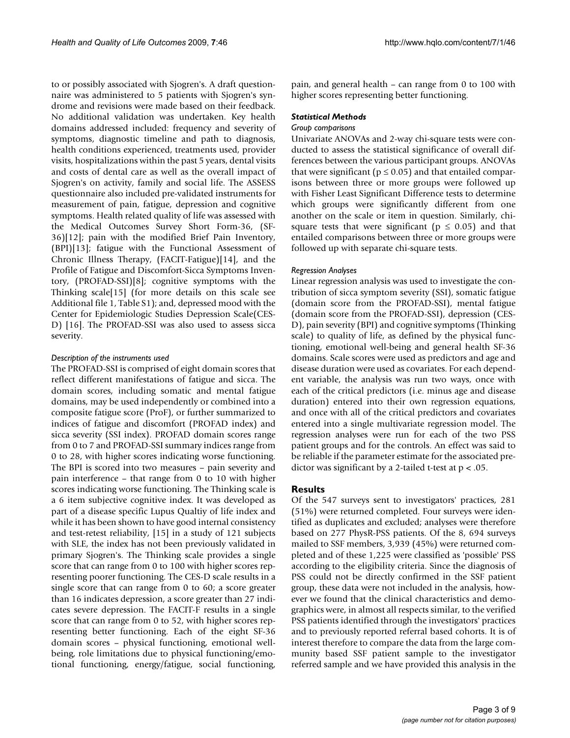to or possibly associated with Sjogren's. A draft questionnaire was administered to 5 patients with Sjogren's syndrome and revisions were made based on their feedback. No additional validation was undertaken. Key health domains addressed included: frequency and severity of symptoms, diagnostic timeline and path to diagnosis, health conditions experienced, treatments used, provider visits, hospitalizations within the past 5 years, dental visits and costs of dental care as well as the overall impact of Sjogren's on activity, family and social life. The ASSESS questionnaire also included pre-validated instruments for measurement of pain, fatigue, depression and cognitive symptoms. Health related quality of life was assessed with the Medical Outcomes Survey Short Form-36, (SF-36)[12]; pain with the modified Brief Pain Inventory, (BPI)[13]; fatigue with the Functional Assessment of Chronic Illness Therapy, (FACIT-Fatigue)[14], and the Profile of Fatigue and Discomfort-Sicca Symptoms Inventory, (PROFAD-SSI)[8]; cognitive symptoms with the Thinking scale[15] (for more details on this scale see Additional file 1, Table S1); and, depressed mood with the Center for Epidemiologic Studies Depression Scale(CES-D) [16]. The PROFAD-SSI was also used to assess sicca severity.

#### *Description of the instruments used*

The PROFAD-SSI is comprised of eight domain scores that reflect different manifestations of fatigue and sicca. The domain scores, including somatic and mental fatigue domains, may be used independently or combined into a composite fatigue score (ProF), or further summarized to indices of fatigue and discomfort (PROFAD index) and sicca severity (SSI index). PROFAD domain scores range from 0 to 7 and PROFAD-SSI summary indices range from 0 to 28, with higher scores indicating worse functioning. The BPI is scored into two measures – pain severity and pain interference – that range from 0 to 10 with higher scores indicating worse functioning. The Thinking scale is a 6 item subjective cognitive index. It was developed as part of a disease specific Lupus Qualtiy of life index and while it has been shown to have good internal consistency and test-retest reliability, [15] in a study of 121 subjects with SLE, the index has not been previously validated in primary Sjogren's. The Thinking scale provides a single score that can range from 0 to 100 with higher scores representing poorer functioning. The CES-D scale results in a single score that can range from 0 to 60; a score greater than 16 indicates depression, a score greater than 27 indicates severe depression. The FACIT-F results in a single score that can range from 0 to 52, with higher scores representing better functioning. Each of the eight SF-36 domain scores – physical functioning, emotional well-being, role limitations due to physical functioning/emotional functioning, energy/fatigue, social functioning, pain, and general health – can range from 0 to 100 with higher scores representing better functioning.

### *Statistical Methods*

#### *Group comparisons*

Univariate ANOVAs and 2-way chi-square tests were conducted to assess the statistical significance of overall differences between the various participant groups. ANOVAs that were significant ($p \leq 0.05$) and that entailed comparisons between three or more groups were followed up with Fisher Least Significant Difference tests to determine which groups were significantly different from one another on the scale or item in question. Similarly, chi-square tests that were significant ($p \leq 0.05$) and that entailed comparisons between three or more groups were followed up with separate chi-square tests.

#### *Regression Analyses*

Linear regression analysis was used to investigate the contribution of sicca symptom severity (SSI), somatic fatigue (domain score from the PROFAD-SSI), mental fatigue (domain score from the PROFAD-SSI), depression (CES-D), pain severity (BPI) and cognitive symptoms (Thinking scale) to quality of life, as defined by the physical functioning, emotional well-being and general health SF-36 domains. Scale scores were used as predictors and age and disease duration were used as covariates. For each dependent variable, the analysis was run two ways, once with each of the critical predictors (i.e. minus age and disease duration) entered into their own regression equations, and once with all of the critical predictors and covariates entered into a single multivariate regression model. The regression analyses were run for each of the two PSS patient groups and for the controls. An effect was said to be reliable if the parameter estimate for the associated predictor was significant by a 2-tailed t-test at $p < .05$.

## Results

Of the 547 surveys sent to investigators' practices, 281 (51%) were returned completed. Four surveys were identified as duplicates and excluded; analyses were therefore based on 277 PhysR-PSS patients. Of the 8, 694 surveys mailed to SSF members, 3,939 (45%) were returned completed and of these 1,225 were classified as 'possible' PSS according to the eligibility criteria. Since the diagnosis of PSS could not be directly confirmed in the SSF patient group, these data were not included in the analysis, however we found that the clinical characteristics and demographics were, in almost all respects similar, to the verified PSS patients identified through the investigators' practices and to previously reported referral based cohorts. It is of interest therefore to compare the data from the large community based SSF patient sample to the investigator referred sample and we have provided this analysis in the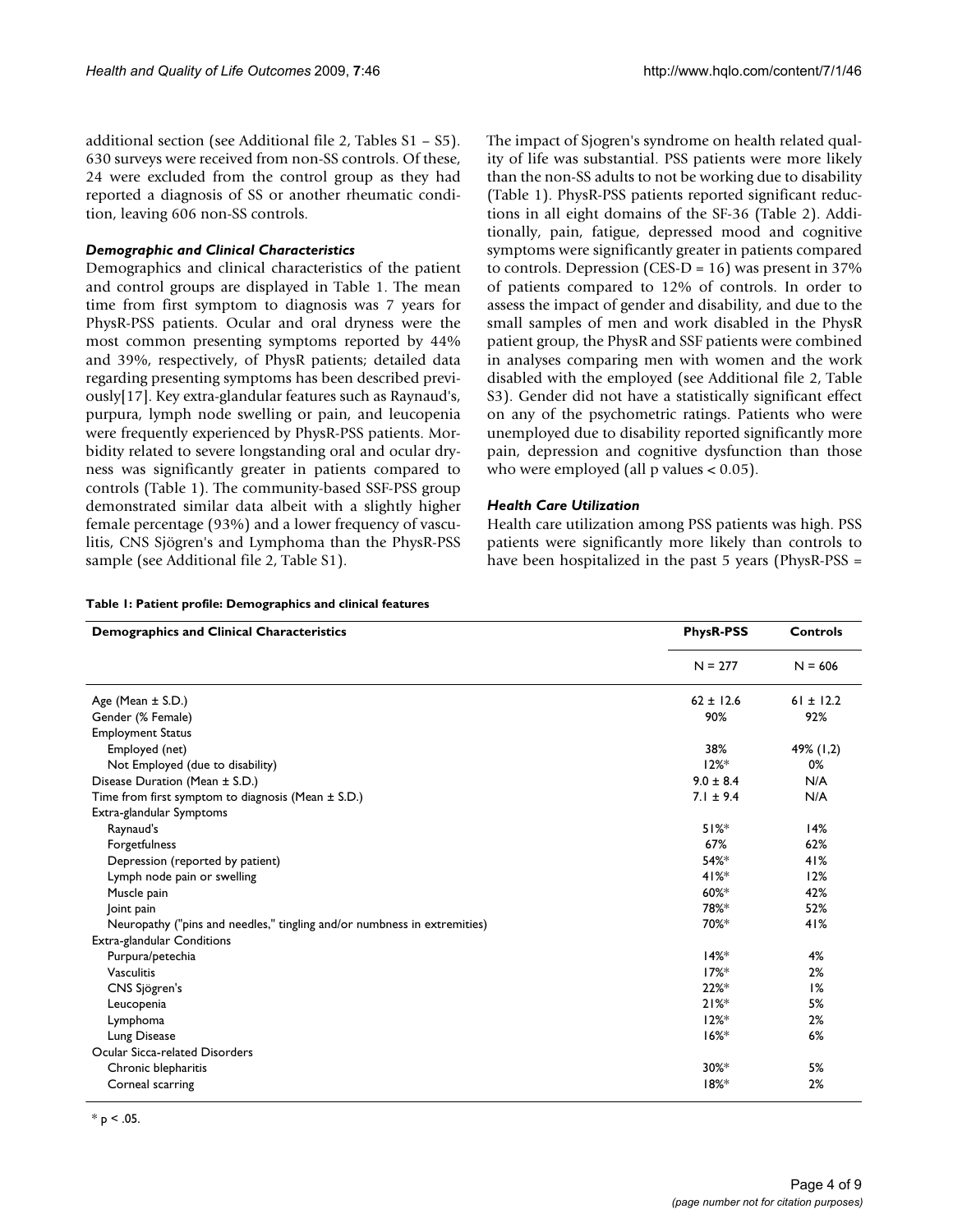additional section (see Additional file 2, Tables S1 – S5). 630 surveys were received from non-SS controls. Of these, 24 were excluded from the control group as they had reported a diagnosis of SS or another rheumatic condition, leaving 606 non-SS controls.

### *Demographic and Clinical Characteristics*

Demographics and clinical characteristics of the patient and control groups are displayed in Table 1. The mean time from first symptom to diagnosis was 7 years for PhysR-PSS patients. Ocular and oral dryness were the most common presenting symptoms reported by 44% and 39%, respectively, of PhysR patients; detailed data regarding presenting symptoms has been described previously[17]. Key extra-glandular features such as Raynaud's, purpura, lymph node swelling or pain, and leucopenia were frequently experienced by PhysR-PSS patients. Morbidity related to severe longstanding oral and ocular dryness was significantly greater in patients compared to controls (Table 1). The community-based SSF-PSS group demonstrated similar data albeit with a slightly higher female percentage (93%) and a lower frequency of vasculitis, CNS Sjögren's and Lymphoma than the PhysR-PSS sample (see Additional file 2, Table S1).

The impact of Sjogren's syndrome on health related quality of life was substantial. PSS patients were more likely than the non-SS adults to not be working due to disability (Table 1). PhysR-PSS patients reported significant reductions in all eight domains of the SF-36 (Table 2). Additionally, pain, fatigue, depressed mood and cognitive symptoms were significantly greater in patients compared to controls. Depression (CES-D = 16) was present in 37% of patients compared to 12% of controls. In order to assess the impact of gender and disability, and due to the small samples of men and work disabled in the PhysR patient group, the PhysR and SSF patients were combined in analyses comparing men with women and the work disabled with the employed (see Additional file 2, Table S3). Gender did not have a statistically significant effect on any of the psychometric ratings. Patients who were unemployed due to disability reported significantly more pain, depression and cognitive dysfunction than those who were employed (all p values $< 0.05$).

### *Health Care Utilization*

Health care utilization among PSS patients was high. PSS patients were significantly more likely than controls to have been hospitalized in the past 5 years (PhysR-PSS =

**Table 1: Patient profile: Demographics and clinical features**

| Demographics and Clinical Characteristics | PhysR-PSS | Controls |
|---|---|---|
| | N = 277 | N = 606 |
| Age (Mean ± S.D.) | 62 ± 12.6 | 61 ± 12.2 |
| Gender (% Female) | 90% | 92% |
| Employment Status | | |
| Employed (net) | 38% | 49% (1,2) |
| Not Employed (due to disability) | 12%* | 0% |
| Disease Duration (Mean ± S.D.) | 9.0 ± 8.4 | N/A |
| Time from first symptom to diagnosis (Mean ± S.D.) | 7.1 ± 9.4 | N/A |
| Extra-glandular Symptoms | | |
| Raynaud's | 51%* | 14% |
| Forgetfulness | 67% | 62% |
| Depression (reported by patient) | 54%* | 41% |
| Lymph node pain or swelling | 41%* | 12% |
| Muscle pain | 60%* | 42% |
| Joint pain | 78%* | 52% |
| Neuropathy ("pins and needles," tingling and/or numbness in extremities) | 70%* | 41% |
| Extra-glandular Conditions | | |
| Purpura/petechia | 14%* | 4% |
| Vasculitis | 17%* | 2% |
| CNS Sjögren's | 22%* | 1% |
| Leucopenia | 21%* | 5% |
| Lymphoma | 12%* | 2% |
| Lung Disease | 16%* | 6% |
| Ocular Sicca-related Disorders | | |
| Chronic blepharitis | 30%* | 5% |
| Corneal scarring | 18%* | 2% |

* $p < .05$.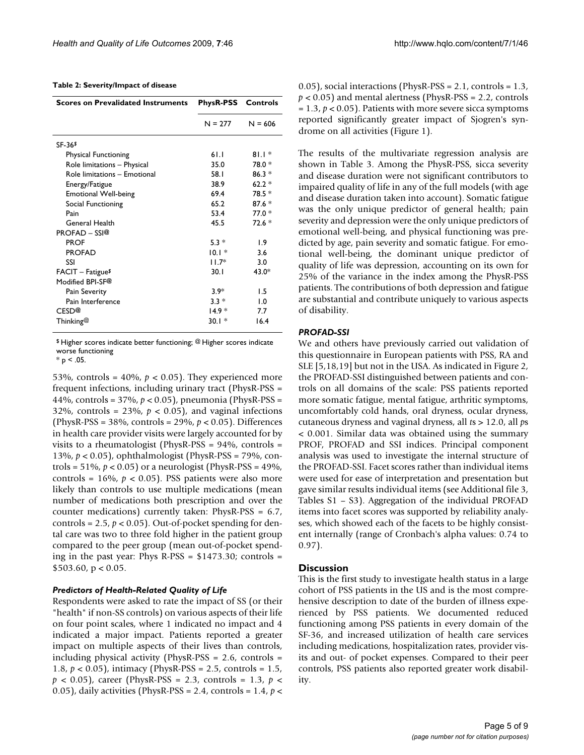**Table 2: Severity/Impact of disease**

| Scores on Prevalidated Instruments | PhysR-PSS | Controls |
| --- | --- | --- |
| | N = 277 | N = 606 |
| SF-36$ | | |
| Physical Functioning | 61.1 | 81.1 * |
| Role limitations – Physical | 35.0 | 78.0 * |
| Role limitations – Emotional | 58.1 | 86.3 * |
| Energy/Fatigue | 38.9 | 62.2 * |
| Emotional Well-being | 69.4 | 78.5 * |
| Social Functioning | 65.2 | 87.6 * |
| Pain | 53.4 | 77.0 * |
| General Health | 45.5 | 72.6 * |
| PROFAD – SSI@ | | |
| PROF | 5.3 * | 1.9 |
| PROFAD | 10.1 * | 3.6 |
| SSI | 11.7* | 3.0 |
| FACIT – Fatigue$ | 30.1 | 43.0* |
| Modified BPI-SF@ | | |
| Pain Severity | 3.9* | 1.5 |
| Pain Interference | 3.3 * | 1.0 |
| CESD@ | 14.9 * | 7.7 |
| Thinking@ | 30.1 * | 16.4 |

$ Higher scores indicate better functioning; @ Higher scores indicate worse functioning
* $p < .05$.

53%, controls = 40%, $p < 0.05$). They experienced more frequent infections, including urinary tract (PhysR-PSS = 44%, controls = 37%, $p < 0.05$), pneumonia (PhysR-PSS = 32%, controls = 23%, $p < 0.05$), and vaginal infections (PhysR-PSS = 38%, controls = 29%, $p < 0.05$). Differences in health care provider visits were largely accounted for by visits to a rheumatologist (PhysR-PSS = 94%, controls = 13%, $p < 0.05$), ophthalmologist (PhysR-PSS = 79%, controls = 51%, $p < 0.05$) or a neurologist (PhysR-PSS = 49%, controls = 16%, $p < 0.05$). PSS patients were also more likely than controls to use multiple medications (mean number of medications both prescription and over the counter medications) currently taken: PhysR-PSS = 6.7, controls = 2.5, $p < 0.05$). Out-of-pocket spending for dental care was two to three fold higher in the patient group compared to the peer group (mean out-of-pocket spending in the past year: Phys R-PSS = \$1473.30; controls = \$503.60, $p < 0.05$.

### *Predictors of Health-Related Quality of Life*

Respondents were asked to rate the impact of SS (or their "health" if non-SS controls) on various aspects of their life on four point scales, where 1 indicated no impact and 4 indicated a major impact. Patients reported a greater impact on multiple aspects of their lives than controls, including physical activity (PhysR-PSS = 2.6, controls = 1.8, $p < 0.05$), intimacy (PhysR-PSS = 2.5, controls = 1.5, $p < 0.05$), career (PhysR-PSS = 2.3, controls = 1.3, $p < 0.05$), daily activities (PhysR-PSS = 2.4, controls = 1.4, $p < 0.05$), social interactions (PhysR-PSS = 2.1, controls = 1.3, $p < 0.05$) and mental alertness (PhysR-PSS = 2.2, controls = 1.3, $p < 0.05$). Patients with more severe sicca symptoms reported significantly greater impact of Sjogren's syndrome on all activities (Figure 1).

The results of the multivariate regression analysis are shown in Table 3. Among the PhysR-PSS, sicca severity and disease duration were not significant contributors to impaired quality of life in any of the full models (with age and disease duration taken into account). Somatic fatigue was the only unique predictor of general health; pain severity and depression were the only unique predictors of emotional well-being, and physical functioning was predicted by age, pain severity and somatic fatigue. For emotional well-being, the dominant unique predictor of quality of life was depression, accounting on its own for 25% of the variance in the index among the PhysR-PSS patients. The contributions of both depression and fatigue are substantial and contribute uniquely to various aspects of disability.

### *PROFAD-SSI*

We and others have previously carried out validation of this questionnaire in European patients with PSS, RA and SLE [5,18,19] but not in the USA. As indicated in Figure 2, the PROFAD-SSI distinguished between patients and controls on all domains of the scale: PSS patients reported more somatic fatigue, mental fatigue, arthritic symptoms, uncomfortably cold hands, oral dryness, ocular dryness, cutaneous dryness and vaginal dryness, all $t$s > 12.0, all $p$s < 0.001. Similar data was obtained using the summary PROF, PROFAD and SSI indices. Principal component analysis was used to investigate the internal structure of the PROFAD-SSI. Facet scores rather than individual items were used for ease of interpretation and presentation but gave similar results individual items (see Additional file 3, Tables S1 – S3). Aggregation of the individual PROFAD items into facet scores was supported by reliability analyses, which showed each of the facets to be highly consistent internally (range of Cronbach's alpha values: 0.74 to 0.97).

## Discussion

This is the first study to investigate health status in a large cohort of PSS patients in the US and is the most comprehensive description to date of the burden of illness experienced by PSS patients. We documented reduced functioning among PSS patients in every domain of the SF-36, and increased utilization of health care services including medications, hospitalization rates, provider visits and out- of pocket expenses. Compared to their peer controls, PSS patients also reported greater work disability.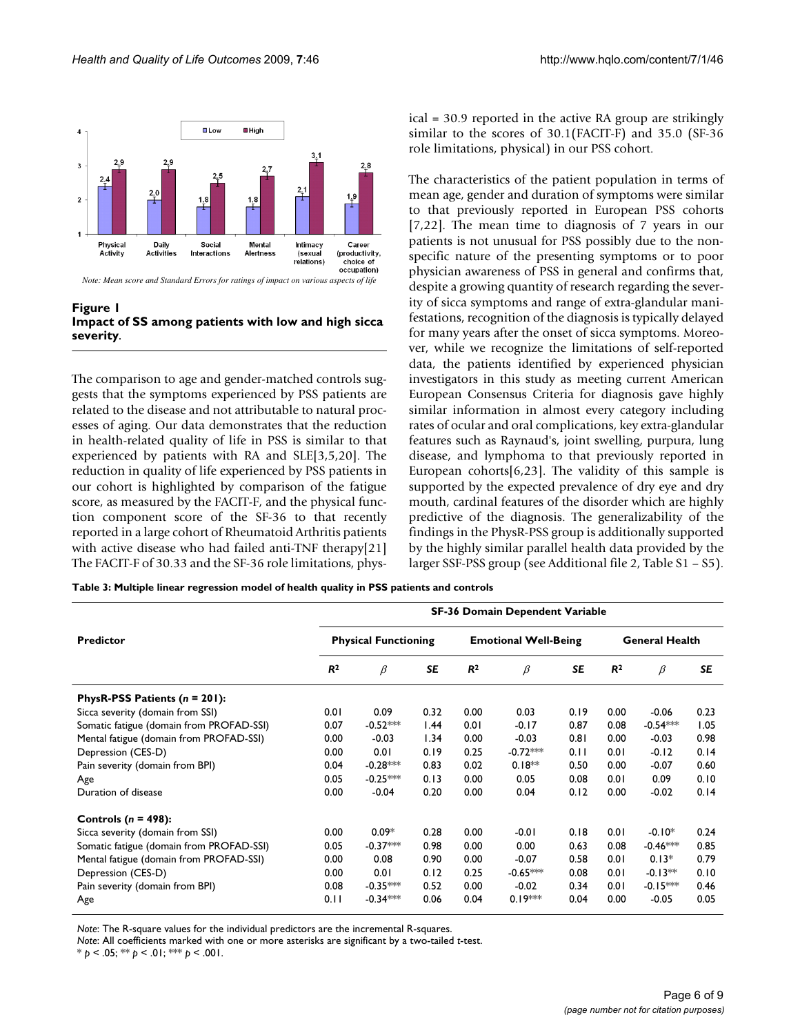**Figure 1**
**Impact of SS among patients with low and high sicca severity.**

*Note: Mean score and Standard Errors for ratings of impact on various aspects of life*

The comparison to age and gender-matched controls suggests that the symptoms experienced by PSS patients are related to the disease and not attributable to natural processes of aging. Our data demonstrates that the reduction in health-related quality of life in PSS is similar to that experienced by patients with RA and SLE[3,5,20]. The reduction in quality of life experienced by PSS patients in our cohort is highlighted by comparison of the fatigue score, as measured by the FACIT-F, and the physical function component score of the SF-36 to that recently reported in a large cohort of Rheumatoid Arthritis patients with active disease who had failed anti-TNF therapy[21] The FACIT-F of 30.33 and the SF-36 role limitations, physical = 30.9 reported in the active RA group are strikingly similar to the scores of 30.1(FACIT-F) and 35.0 (SF-36 role limitations, physical) in our PSS cohort.

The characteristics of the patient population in terms of mean age, gender and duration of symptoms were similar to that previously reported in European PSS cohorts [7,22]. The mean time to diagnosis of 7 years in our patients is not unusual for PSS possibly due to the non-specific nature of the presenting symptoms or to poor physician awareness of PSS in general and confirms that, despite a growing quantity of research regarding the severity of sicca symptoms and range of extra-glandular manifestations, recognition of the diagnosis is typically delayed for many years after the onset of sicca symptoms. Moreover, while we recognize the limitations of self-reported data, the patients identified by experienced physician investigators in this study as meeting current American European Consensus Criteria for diagnosis gave highly similar information in almost every category including rates of ocular and oral complications, key extra-glandular features such as Raynaud's, joint swelling, purpura, lung disease, and lymphoma to that previously reported in European cohorts[6,23]. The validity of this sample is supported by the expected prevalence of dry eye and dry mouth, cardinal features of the disorder which are highly predictive of the diagnosis. The generalizability of the findings in the PhysR-PSS group is additionally supported by the highly similar parallel health data provided by the larger SSF-PSS group (see Additional file 2, Table S1 – S5).

**Table 3: Multiple linear regression model of health quality in PSS patients and controls**

| Predictor | SF-36 Domain Dependent Variable | | | | | | | | |
|---|---|---|---|---|---|---|---|---|---|
| | Physical Functioning | | | Emotional Well-Being | | | General Health | | |
| | $R^2$ | $\beta$ | SE | $R^2$ | $\beta$ | SE | $R^2$ | $\beta$ | SE |
| **PhysR-PSS Patients (*n* = 201):** | | | | | | | | | |
| Sicca severity (domain from SSI) | 0.01 | 0.09 | 0.32 | 0.00 | 0.03 | 0.19 | 0.00 | -0.06 | 0.23 |
| Somatic fatigue (domain from PROFAD-SSI) | 0.07 | -0.52*** | 1.44 | 0.01 | -0.17 | 0.87 | 0.08 | -0.54*** | 1.05 |
| Mental fatigue (domain from PROFAD-SSI) | 0.00 | -0.03 | 1.34 | 0.00 | -0.03 | 0.81 | 0.00 | -0.03 | 0.98 |
| Depression (CES-D) | 0.00 | 0.01 | 0.19 | 0.25 | -0.72*** | 0.11 | 0.01 | -0.12 | 0.14 |
| Pain severity (domain from BPI) | 0.04 | -0.28*** | 0.83 | 0.02 | 0.18** | 0.50 | 0.00 | -0.07 | 0.60 |
| Age | 0.05 | -0.25*** | 0.13 | 0.00 | 0.05 | 0.08 | 0.01 | 0.09 | 0.10 |
| Duration of disease | 0.00 | -0.04 | 0.20 | 0.00 | 0.04 | 0.12 | 0.00 | -0.02 | 0.14 |
| **Controls (*n* = 498):** | | | | | | | | | |
| Sicca severity (domain from SSI) | 0.00 | 0.09* | 0.28 | 0.00 | -0.01 | 0.18 | 0.01 | -0.10* | 0.24 |
| Somatic fatigue (domain from PROFAD-SSI) | 0.05 | -0.37*** | 0.98 | 0.00 | 0.00 | 0.63 | 0.08 | -0.46*** | 0.85 |
| Mental fatigue (domain from PROFAD-SSI) | 0.00 | 0.08 | 0.90 | 0.00 | -0.07 | 0.58 | 0.01 | 0.13* | 0.79 |
| Depression (CES-D) | 0.00 | 0.01 | 0.12 | 0.25 | -0.65*** | 0.08 | 0.01 | -0.13** | 0.10 |
| Pain severity (domain from BPI) | 0.08 | -0.35*** | 0.52 | 0.00 | -0.02 | 0.34 | 0.01 | -0.15*** | 0.46 |
| Age | 0.11 | -0.34*** | 0.06 | 0.04 | 0.19*** | 0.04 | 0.00 | -0.05 | 0.05 |

*Note*: The R-square values for the individual predictors are the incremental R-squares.
*Note*: All coefficients marked with one or more asterisks are significant by a two-tailed *t*-test.
* $p < .05$; ** $p < .01$; *** $p < .001$.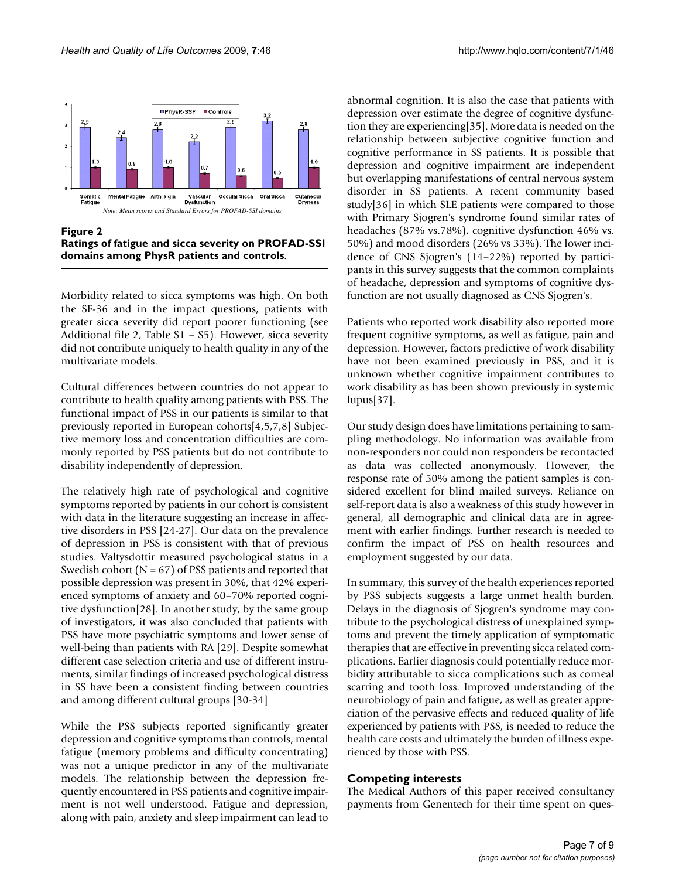**Figure 2**
**Ratings of fatigue and sicca severity on PROFAD-SSI domains among PhysR patients and controls.**

*Note: Mean scores and Standard Errors for PROFAD-SSI domains*

Morbidity related to sicca symptoms was high. On both the SF-36 and in the impact questions, patients with greater sicca severity did report poorer functioning (see Additional file 2, Table S1 – S5). However, sicca severity did not contribute uniquely to health quality in any of the multivariate models.

Cultural differences between countries do not appear to contribute to health quality among patients with PSS. The functional impact of PSS in our patients is similar to that previously reported in European cohorts[4,5,7,8] Subjective memory loss and concentration difficulties are commonly reported by PSS patients but do not contribute to disability independently of depression.

The relatively high rate of psychological and cognitive symptoms reported by patients in our cohort is consistent with data in the literature suggesting an increase in affective disorders in PSS [24-27]. Our data on the prevalence of depression in PSS is consistent with that of previous studies. Valtysdottir measured psychological status in a Swedish cohort (N = 67) of PSS patients and reported that possible depression was present in 30%, that 42% experienced symptoms of anxiety and 60–70% reported cognitive dysfunction[28]. In another study, by the same group of investigators, it was also concluded that patients with PSS have more psychiatric symptoms and lower sense of well-being than patients with RA [29]. Despite somewhat different case selection criteria and use of different instruments, similar findings of increased psychological distress in SS have been a consistent finding between countries and among different cultural groups [30-34]

While the PSS subjects reported significantly greater depression and cognitive symptoms than controls, mental fatigue (memory problems and difficulty concentrating) was not a unique predictor in any of the multivariate models. The relationship between the depression frequently encountered in PSS patients and cognitive impairment is not well understood. Fatigue and depression, along with pain, anxiety and sleep impairment can lead to abnormal cognition. It is also the case that patients with depression over estimate the degree of cognitive dysfunction they are experiencing[35]. More data is needed on the relationship between subjective cognitive function and cognitive performance in SS patients. It is possible that depression and cognitive impairment are independent but overlapping manifestations of central nervous system disorder in SS patients. A recent community based study[36] in which SLE patients were compared to those with Primary Sjogren's syndrome found similar rates of headaches (87% vs.78%), cognitive dysfunction 46% vs. 50%) and mood disorders (26% vs 33%). The lower incidence of CNS Sjogren's (14–22%) reported by participants in this survey suggests that the common complaints of headache, depression and symptoms of cognitive dysfunction are not usually diagnosed as CNS Sjogren's.

Patients who reported work disability also reported more frequent cognitive symptoms, as well as fatigue, pain and depression. However, factors predictive of work disability have not been examined previously in PSS, and it is unknown whether cognitive impairment contributes to work disability as has been shown previously in systemic lupus[37].

Our study design does have limitations pertaining to sampling methodology. No information was available from non-responders nor could non responders be recontacted as data was collected anonymously. However, the response rate of 50% among the patient samples is considered excellent for blind mailed surveys. Reliance on self-report data is also a weakness of this study however in general, all demographic and clinical data are in agreement with earlier findings. Further research is needed to confirm the impact of PSS on health resources and employment suggested by our data.

In summary, this survey of the health experiences reported by PSS subjects suggests a large unmet health burden. Delays in the diagnosis of Sjogren's syndrome may contribute to the psychological distress of unexplained symptoms and prevent the timely application of symptomatic therapies that are effective in preventing sicca related complications. Earlier diagnosis could potentially reduce morbidity attributable to sicca complications such as corneal scarring and tooth loss. Improved understanding of the neurobiology of pain and fatigue, as well as greater appreciation of the pervasive effects and reduced quality of life experienced by patients with PSS, is needed to reduce the health care costs and ultimately the burden of illness experienced by those with PSS.

## Competing interests

The Medical Authors of this paper received consultancy payments from Genentech for their time spent on ques-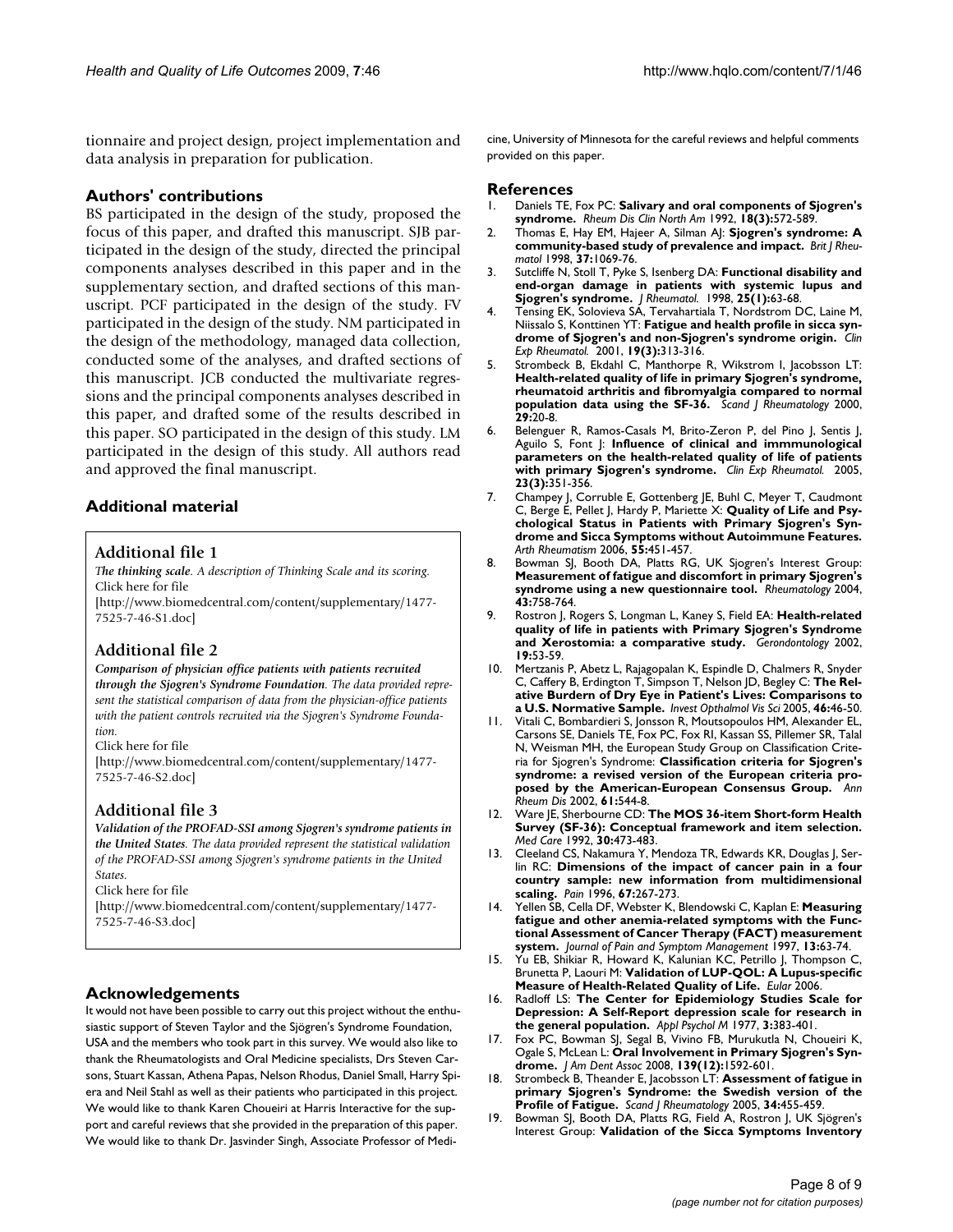tionnaire and project design, project implementation and data analysis in preparation for publication.

### Authors' contributions

BS participated in the design of the study, proposed the focus of this paper, and drafted this manuscript. SJB participated in the design of the study, directed the principal components analyses described in this paper and in the supplementary section, and drafted sections of this manuscript. PCF participated in the design of the study. FV participated in the design of the study. NM participated in the design of the methodology, managed data collection, conducted some of the analyses, and drafted sections of this manuscript. JCB conducted the multivariate regressions and the principal components analyses described in this paper, and drafted some of the results described in this paper. SO participated in the design of this study. LM participated in the design of this study. All authors read and approved the final manuscript.

### Additional material

#### Additional file 1

***The thinking scale**. A description of Thinking Scale and its scoring.*
Click here for file
[http://www.biomedcentral.com/content/supplementary/1477-7525-7-46-S1.doc]

#### Additional file 2

***Comparison of physician office patients with patients recruited through the Sjogren's Syndrome Foundation**. The data provided represent the statistical comparison of data from the physician-office patients with the patient controls recruited via the Sjogren's Syndrome Foundation.*
Click here for file
[http://www.biomedcentral.com/content/supplementary/1477-7525-7-46-S2.doc]

#### Additional file 3

***Validation of the PROFAD-SSI among Sjogren's syndrome patients in the United States**. The data provided represent the statistical validation of the PROFAD-SSI among Sjogren's syndrome patients in the United States.*
Click here for file
[http://www.biomedcentral.com/content/supplementary/1477-7525-7-46-S3.doc]

### Acknowledgements

It would not have been possible to carry out this project without the enthusiastic support of Steven Taylor and the Sjögren's Syndrome Foundation, USA and the members who took part in this survey. We would also like to thank the Rheumatologists and Oral Medicine specialists, Drs Steven Carsons, Stuart Kassan, Athena Papas, Nelson Rhodus, Daniel Small, Harry Spiera and Neil Stahl as well as their patients who participated in this project. We would like to thank Karen Choueiri at Harris Interactive for the support and careful reviews that she provided in the preparation of this paper. We would like to thank Dr. Jasvinder Singh, Associate Professor of Medicine, University of Minnesota for the careful reviews and helpful comments provided on this paper.

### References

1. Daniels TE, Fox PC: **Salivary and oral components of Sjogren's syndrome.** *Rheum Dis Clin North Am* 1992, **18(3):**572-589.
2. Thomas E, Hay EM, Hajeer A, Silman AJ: **Sjogren's syndrome: A community-based study of prevalence and impact.** *Brit J Rheumatol* 1998, **37:**1069-76.
3. Sutcliffe N, Stoll T, Pyke S, Isenberg DA: **Functional disability and end-organ damage in patients with systemic lupus and Sjogren's syndrome.** *J Rheumatol.* 1998, **25(1):**63-68.
4. Tensing EK, Solovieva SA, Tervahartiala T, Nordstrom DC, Laine M, Niissalo S, Konttinen YT: **Fatigue and health profile in sicca syndrome of Sjogren's and non-Sjogren's syndrome origin.** *Clin Exp Rheumatol.* 2001, **19(3):**313-316.
5. Strombeck B, Ekdahl C, Manthorpe R, Wikstrom I, Jacobsson LT: **Health-related quality of life in primary Sjogren's syndrome, rheumatoid arthritis and fibromyalgia compared to normal population data using the SF-36.** *Scand J Rheumatology* 2000, **29:**20-8.
6. Belenguer R, Ramos-Casals M, Brito-Zeron P, del Pino J, Sentis J, Aguilo S, Font J: **Influence of clinical and immmunological parameters on the health-related quality of life of patients with primary Sjogren's syndrome.** *Clin Exp Rheumatol.* 2005, **23(3):**351-356.
7. Champey J, Corruble E, Gottenberg JE, Buhl C, Meyer T, Caudmont C, Berge E, Pellet J, Hardy P, Mariette X: **Quality of Life and Psychological Status in Patients with Primary Sjogren's Syndrome and Sicca Symptoms without Autoimmune Features.** *Arth Rheumatism* 2006, **55:**451-457.
8. Bowman SJ, Booth DA, Platts RG, UK Sjogren's Interest Group: **Measurement of fatigue and discomfort in primary Sjogren's syndrome using a new questionnaire tool.** *Rheumatology* 2004, **43:**758-764.
9. Rostron J, Rogers S, Longman L, Kaney S, Field EA: **Health-related quality of life in patients with Primary Sjogren's Syndrome and Xerostomia: a comparative study.** *Gerondontology* 2002, **19:**53-59.
10. Mertzanis P, Abetz L, Rajagopalan K, Espindle D, Chalmers R, Snyder C, Caffery B, Erdington T, Simpson T, Nelson JD, Begley C: **The Relative Burdern of Dry Eye in Patient's Lives: Comparisons to a U.S. Normative Sample.** *Invest Opthalmol Vis Sci* 2005, **46:**46-50.
11. Vitali C, Bombardieri S, Jonsson R, Moutsopoulos HM, Alexander EL, Carsons SE, Daniels TE, Fox PC, Fox RI, Kassan SS, Pillemer SR, Talal N, Weisman MH, the European Study Group on Classification Criteria for Sjogren's Syndrome: **Classification criteria for Sjogren's syndrome: a revised version of the European criteria proposed by the American-European Consensus Group.** *Ann Rheum Dis* 2002, **61:**544-8.
12. Ware JE, Sherbourne CD: **The MOS 36-item Short-form Health Survey (SF-36): Conceptual framework and item selection.** *Med Care* 1992, **30:**473-483.
13. Cleeland CS, Nakamura Y, Mendoza TR, Edwards KR, Douglas J, Serlin RC: **Dimensions of the impact of cancer pain in a four country sample: new information from multidimensional scaling.** *Pain* 1996, **67:**267-273.
14. Yellen SB, Cella DF, Webster K, Blendowski C, Kaplan E: **Measuring fatigue and other anemia-related symptoms with the Functional Assessment of Cancer Therapy (FACT) measurement system.** *Journal of Pain and Symptom Management* 1997, **13:**63-74.
15. Yu EB, Shikiar R, Howard K, Kalunian KC, Petrillo J, Thompson C, Brunetta P, Laouri M: **Validation of LUP-QOL: A Lupus-specific Measure of Health-Related Quality of Life.** *Eular* 2006.
16. Radloff LS: **The Center for Epidemiology Studies Scale for Depression: A Self-Report depression scale for research in the general population.** *Appl Psychol M* 1977, **3:**383-401.
17. Fox PC, Bowman SJ, Segal B, Vivino FB, Murukutla N, Choueiri K, Ogale S, McLean L: **Oral Involvement in Primary Sjogren's Syndrome.** *J Am Dent Assoc* 2008, **139(12):**1592-601.
18. Strombeck B, Theander E, Jacobsson LT: **Assessment of fatigue in primary Sjogren's Syndrome: the Swedish version of the Profile of Fatigue.** *Scand J Rheumatology* 2005, **34:**455-459.
19. Bowman SJ, Booth DA, Platts RG, Field A, Rostron J, UK Sjögren's Interest Group: **Validation of the Sicca Symptoms Inventory**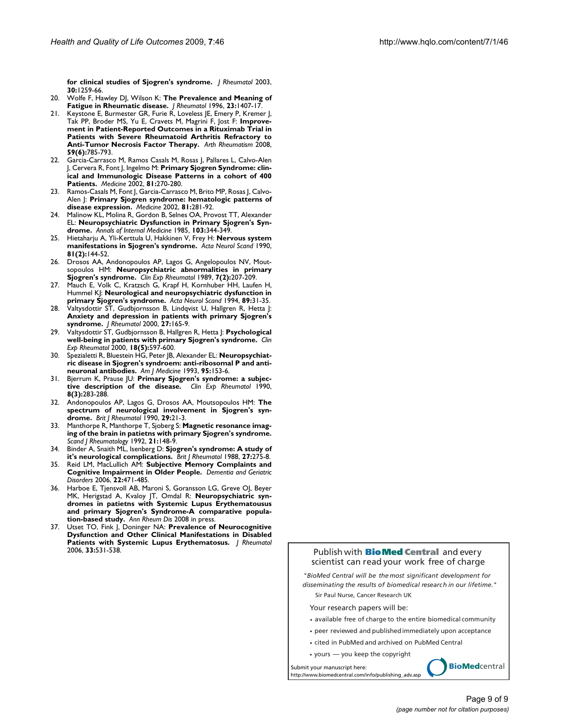**for clinical studies of Sjogren's syndrome.** *J Rheumatol* 2003, **30:**1259-66.

20. Wolfe F, Hawley DJ, Wilson K: **The Prevalence and Meaning of Fatigue in Rheumatic disease.** *J Rheumatol* 1996, **23:**1407-17.
21. Keystone E, Burmester GR, Furie R, Loveless JE, Emery P, Kremer J, Tak PP, Broder MS, Yu E, Cravets M, Magrini F, Jost F: **Improvement in Patient-Reported Outcomes in a Rituximab Trial in Patients with Severe Rheumatoid Arthritis Refractory to Anti-Tumor Necrosis Factor Therapy.** *Arth Rheumatism* 2008, **59(6):**785-793.
22. Garcia-Carrasco M, Ramos Casals M, Rosas J, Pallares L, Calvo-Alen J, Cervera R, Font J, Ingelmo M: **Primary Sjogren Syndrome: clinical and Immunologic Disease Patterns in a cohort of 400 Patients.** *Medicine* 2002, **81:**270-280.
23. Ramos-Casals M, Font J, Garcia-Carrasco M, Brito MP, Rosas J, Calvo-Alen J: **Primary Sjogren syndrome: hematologic patterns of disease expression.** *Medicine* 2002, **81:**281-92.
24. Malinow KL, Molina R, Gordon B, Selnes OA, Provost TT, Alexander EL: **Neuropsychiatric Dysfunction in Primary Sjogren's Syndrome.** *Annals of Internal Medicine* 1985, **103:**344-349.
25. Hietaharju A, Yli-Kerttula U, Hakkinen V, Frey H: **Nervous system manifestations in Sjogren's syndrome.** *Acta Neurol Scand* 1990, **81(2):**144-52.
26. Drosos AA, Andonopoulos AP, Lagos G, Angelopoulos NV, Moutsopoulos HM: **Neuropsychiatric abnormalities in primary Sjogren's syndrome.** *Clin Exp Rheumatol* 1989, **7(2):**207-209.
27. Mauch E, Volk C, Kratzsch G, Krapf H, Kornhuber HH, Laufen H, Hummel KJ: **Neurological and neuropsychiatric dysfunction in primary Sjogren's syndrome.** *Acta Neurol Scand* 1994, **89:**31-35.
28. Valtysdottir ST, Gudbjornsson B, Lindqvist U, Hallgren R, Hetta J: **Anxiety and depression in patients with primary Sjogren's syndrome.** *J Rheumatol* 2000, **27:**165-9.
29. Valtysdottir ST, Gudbjornsson B, Hallgren R, Hetta J: **Psychological well-being in patients with primary Sjogren's syndrome.** *Clin Exp Rheumatol* 2000, **18(5):**597-600.
30. Spezialetti R, Bluestein HG, Peter JB, Alexander EL: **Neuropsychiatric disease in Sjogren's syndroem: anti-ribosomal P and anti-neuronal antibodies.** *Am J Medicine* 1993, **95:**153-6.
31. Bjerrum K, Prause JU: **Primary Sjogren's syndrome: a subjective description of the disease.** *Clin Exp Rheumatol* 1990, **8(3):**283-288.
32. Andonopoulos AP, Lagos G, Drosos AA, Moutsopoulos HM: **The spectrum of neurological involvement in Sjogren's syndrome.** *Brit J Rheumatol* 1990, **29:**21-3.
33. Manthorpe R, Manthorpe T, Sjoberg S: **Magnetic resonance imaging of the brain in patietns with primary Sjogren's syndrome.** *Scand J Rheumatology* 1992, **21:**148-9.
34. Binder A, Snaith ML, Isenberg D: **Sjogren's syndrome: A study of it's neurological complications.** *Brit J Rheumatol* 1988, **27:**275-8.
35. Reid LM, MacLullich AM: **Subjective Memory Complaints and Cognitive Impairment in Older People.** *Dementia and Geriatric Disorders* 2006, **22:**471-485.
36. Harboe E, Tjensvoll AB, Maroni S, Goransson LG, Greve OJ, Beyer MK, Herigstad A, Kvaloy JT, Omdal R: **Neuropsychiatric syndromes in patietns with Systemic Lupus Erythematousus and primary Sjogren's Syndrome-A comparative population-based study.** *Ann Rheum Dis* 2008 in press.
37. Utset TO, Fink J, Doninger NA: **Prevalence of Neurocognitive Dysfunction and Other Clinical Manifestations in Disabled Patients with Systemic Lupus Erythematosus.** *J Rheumatol* 2006, **33:**531-538.

Publish with **BioMed Central** and every scientist can read your work free of charge

*"BioMed Central will be the most significant development for disseminating the results of biomedical research in our lifetime."*
Sir Paul Nurse, Cancer Research UK

Your research papers will be:

- available free of charge to the entire biomedical community
- peer reviewed and published immediately upon acceptance
- cited in PubMed and archived on PubMed Central
- yours — you keep the copyright

Submit your manuscript here:
http://www.biomedcentral.com/info/publishing_adv.asp

BioMedcentral